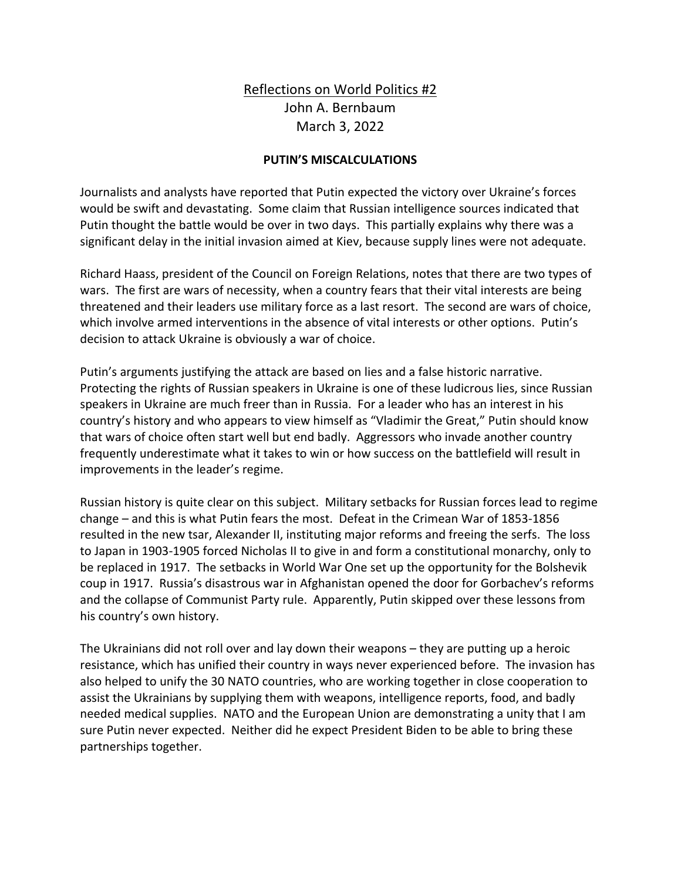Reflections on World Politics #2

John A. Bernbaum

March 3, 2022

## PUTIN'S MISCALCULATIONS

Journalists and analysts have reported that Putin expected the victory over Ukraine's forces would be swift and devastating. Some claim that Russian intelligence sources indicated that Putin thought the battle would be over in two days. This partially explains why there was a significant delay in the initial invasion aimed at Kiev, because supply lines were not adequate.

Richard Haass, president of the Council on Foreign Relations, notes that there are two types of wars. The first are wars of necessity, when a country fears that their vital interests are being threatened and their leaders use military force as a last resort. The second are wars of choice, which involve armed interventions in the absence of vital interests or other options. Putin's decision to attack Ukraine is obviously a war of choice.

Putin's arguments justifying the attack are based on lies and a false historic narrative. Protecting the rights of Russian speakers in Ukraine is one of these ludicrous lies, since Russian speakers in Ukraine are much freer than in Russia. For a leader who has an interest in his country's history and who appears to view himself as "Vladimir the Great," Putin should know that wars of choice often start well but end badly. Aggressors who invade another country frequently underestimate what it takes to win or how success on the battlefield will result in improvements in the leader's regime.

Russian history is quite clear on this subject. Military setbacks for Russian forces lead to regime change – and this is what Putin fears the most. Defeat in the Crimean War of 1853-1856 resulted in the new tsar, Alexander II, instituting major reforms and freeing the serfs. The loss to Japan in 1903-1905 forced Nicholas II to give in and form a constitutional monarchy, only to be replaced in 1917. The setbacks in World War One set up the opportunity for the Bolshevik coup in 1917. Russia's disastrous war in Afghanistan opened the door for Gorbachev's reforms and the collapse of Communist Party rule. Apparently, Putin skipped over these lessons from his country's own history.

The Ukrainians did not roll over and lay down their weapons – they are putting up a heroic resistance, which has unified their country in ways never experienced before. The invasion has also helped to unify the 30 NATO countries, who are working together in close cooperation to assist the Ukrainians by supplying them with weapons, intelligence reports, food, and badly needed medical supplies. NATO and the European Union are demonstrating a unity that I am sure Putin never expected. Neither did he expect President Biden to be able to bring these partnerships together.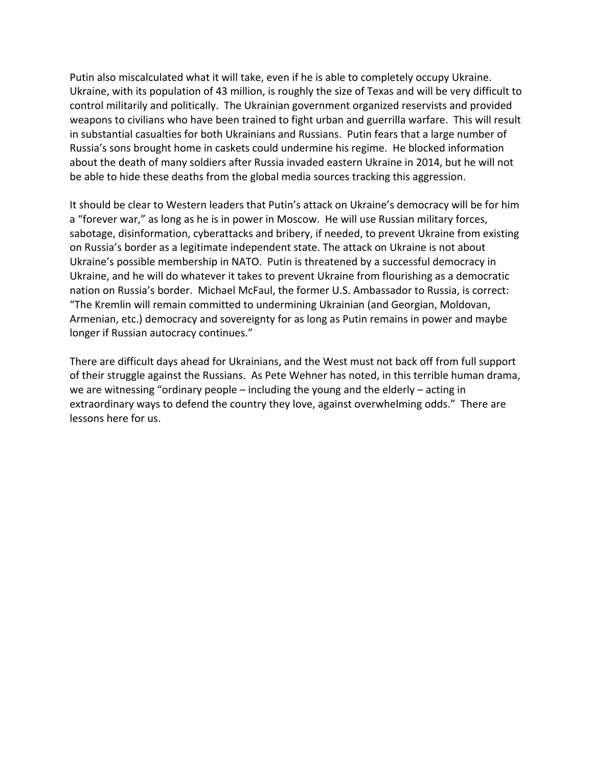Putin also miscalculated what it will take, even if he is able to completely occupy Ukraine. Ukraine, with its population of 43 million, is roughly the size of Texas and will be very difficult to control militarily and politically. The Ukrainian government organized reservists and provided weapons to civilians who have been trained to fight urban and guerrilla warfare. This will result in substantial casualties for both Ukrainians and Russians. Putin fears that a large number of Russia's sons brought home in caskets could undermine his regime. He blocked information about the death of many soldiers after Russia invaded eastern Ukraine in 2014, but he will not be able to hide these deaths from the global media sources tracking this aggression.

It should be clear to Western leaders that Putin's attack on Ukraine's democracy will be for him a "forever war," as long as he is in power in Moscow. He will use Russian military forces, sabotage, disinformation, cyberattacks and bribery, if needed, to prevent Ukraine from existing on Russia's border as a legitimate independent state. The attack on Ukraine is not about Ukraine's possible membership in NATO. Putin is threatened by a successful democracy in Ukraine, and he will do whatever it takes to prevent Ukraine from flourishing as a democratic nation on Russia's border. Michael McFaul, the former U.S. Ambassador to Russia, is correct: "The Kremlin will remain committed to undermining Ukrainian (and Georgian, Moldovan, Armenian, etc.) democracy and sovereignty for as long as Putin remains in power and maybe longer if Russian autocracy continues."

There are difficult days ahead for Ukrainians, and the West must not back off from full support of their struggle against the Russians. As Pete Wehner has noted, in this terrible human drama, we are witnessing "ordinary people – including the young and the elderly – acting in extraordinary ways to defend the country they love, against overwhelming odds." There are lessons here for us.